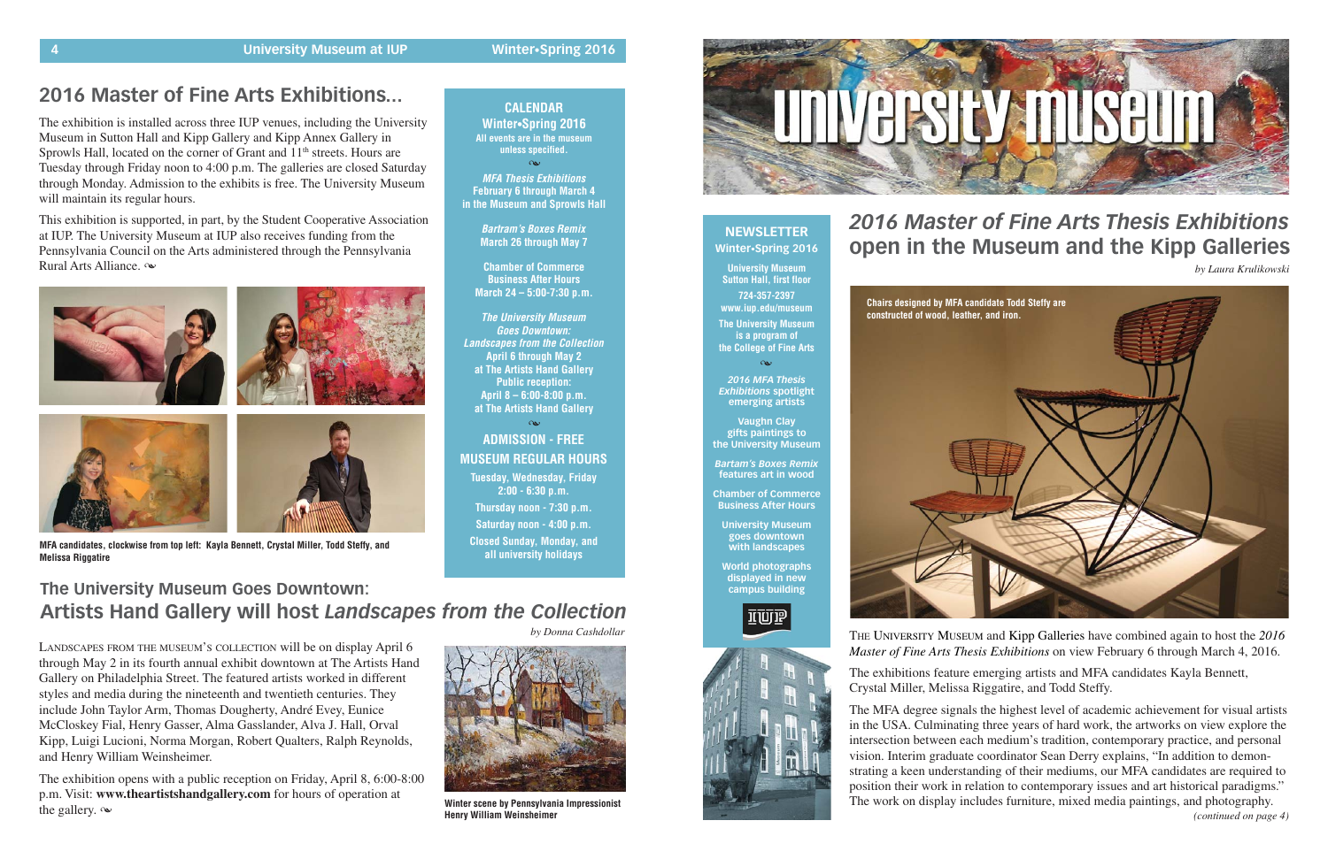## 2016 Master of Fine Arts Exhibitions...

The exhibition is installed across three IUP venues, including the University Museum in Sutton Hall and Kipp Gallery and Kipp Annex Gallery in Sprowls Hall, located on the corner of Grant and 11th streets. Hours are Tuesday through Friday noon to 4:00 p.m. The galleries are closed Saturday through Monday. Admission to the exhibits is free. The University Museum will maintain its regular hours.

This exhibition is supported, in part, by the Student Cooperative Association at IUP. The University Museum at IUP also receives funding from the Pennsylvania Council on the Arts administered through the Pennsylvania Rural Arts Alliance. ❧

MFA candidates, clockwise from top left: Kayla Bennett, Crystal Miller, Todd Steffy, and Melissa Riggatire

**CALENDAR**
**Winter•Spring 2016**
All events are in the museum unless specified.

❧

***MFA Thesis Exhibitions***
February 6 through March 4
in the Museum and Sprowls Hall

***Bartram's Boxes Remix***
March 26 through May 7

**Chamber of Commerce Business After Hours**
March 24 – 5:00-7:30 p.m.

***The University Museum Goes Downtown: Landscapes from the Collection***
April 6 through May 2
at The Artists Hand Gallery
Public reception:
April 8 – 6:00-8:00 p.m.
at The Artists Hand Gallery

❧

**ADMISSION - FREE**

**MUSEUM REGULAR HOURS**

Tuesday, Wednesday, Friday
2:00 - 6:30 p.m.

Thursday noon - 7:30 p.m.

Saturday noon - 4:00 p.m.

Closed Sunday, Monday, and all university holidays

## The University Museum Goes Downtown: Artists Hand Gallery will host *Landscapes from the Collection*

*by Donna Cashdollar*

LANDSCAPES FROM THE MUSEUM'S COLLECTION will be on display April 6 through May 2 in its fourth annual exhibit downtown at The Artists Hand Gallery on Philadelphia Street. The featured artists worked in different styles and media during the nineteenth and twentieth centuries. They include John Taylor Arm, Thomas Dougherty, André Evey, Eunice McCloskey Fial, Henry Gasser, Alma Gasslander, Alva J. Hall, Orval Kipp, Luigi Lucioni, Norma Morgan, Robert Qualters, Ralph Reynolds, and Henry William Weinsheimer.

The exhibition opens with a public reception on Friday, April 8, 6:00-8:00 p.m. Visit: **www.theartistshandgallery.com** for hours of operation at the gallery. ❧

Winter scene by Pennsylvania Impressionist Henry William Weinsheimer

# university museum

**NEWSLETTER**
**Winter•Spring 2016**

University Museum
Sutton Hall, first floor
724-357-2397
www.iup.edu/museum
The University Museum is a program of the College of Fine Arts

❧

*2016 MFA Thesis Exhibitions* spotlight emerging artists

Vaughn Clay gifts paintings to the University Museum

*Bartam's Boxes Remix* features art in wood

Chamber of Commerce Business After Hours

University Museum goes downtown with landscapes

World photographs displayed in new campus building

IUP

## *2016 Master of Fine Arts Thesis Exhibitions* open in the Museum and the Kipp Galleries

*by Laura Krulikowski*

Chairs designed by MFA candidate Todd Steffy are constructed of wood, leather, and iron.

THE UNIVERSITY MUSEUM and Kipp Galleries have combined again to host the *2016 Master of Fine Arts Thesis Exhibitions* on view February 6 through March 4, 2016.

The exhibitions feature emerging artists and MFA candidates Kayla Bennett, Crystal Miller, Melissa Riggatire, and Todd Steffy.

The MFA degree signals the highest level of academic achievement for visual artists in the USA. Culminating three years of hard work, the artworks on view explore the intersection between each medium's tradition, contemporary practice, and personal vision. Interim graduate coordinator Sean Derry explains, "In addition to demonstrating a keen understanding of their mediums, our MFA candidates are required to position their work in relation to contemporary issues and art historical paradigms." The work on display includes furniture, mixed media paintings, and photography.

*(continued on page 4)*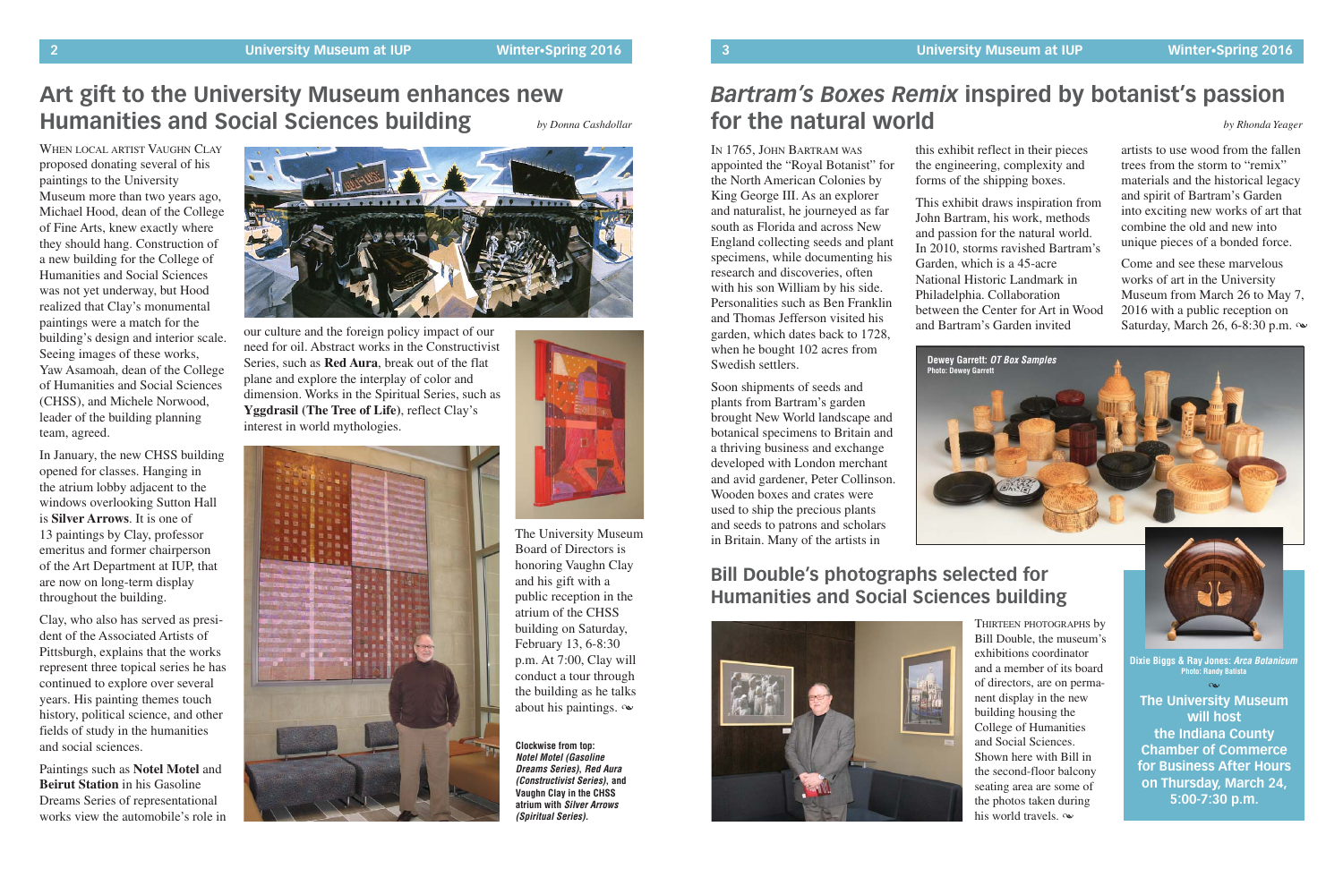# Art gift to the University Museum enhances new Humanities and Social Sciences building

*by Donna Cashdollar*

When local artist Vaughn Clay proposed donating several of his paintings to the University Museum more than two years ago, Michael Hood, dean of the College of Fine Arts, knew exactly where they should hang. Construction of a new building for the College of Humanities and Social Sciences was not yet underway, but Hood realized that Clay's monumental paintings were a match for the building's design and interior scale. Seeing images of these works, Yaw Asamoah, dean of the College of Humanities and Social Sciences (CHSS), and Michele Norwood, leader of the building planning team, agreed.

In January, the new CHSS building opened for classes. Hanging in the atrium lobby adjacent to the windows overlooking Sutton Hall is **Silver Arrows**. It is one of 13 paintings by Clay, professor emeritus and former chairperson of the Art Department at IUP, that are now on long-term display throughout the building.

Clay, who also has served as president of the Associated Artists of Pittsburgh, explains that the works represent three topical series he has continued to explore over several years. His painting themes touch history, political science, and other fields of study in the humanities and social sciences.

Paintings such as **Notel Motel** and **Beirut Station** in his Gasoline Dreams Series of representational works view the automobile's role in our culture and the foreign policy impact of our need for oil. Abstract works in the Constructivist Series, such as **Red Aura**, break out of the flat plane and explore the interplay of color and dimension. Works in the Spiritual Series, such as **Yggdrasil (The Tree of Life)**, reflect Clay's interest in world mythologies.

The University Museum Board of Directors is honoring Vaughn Clay and his gift with a public reception in the atrium of the CHSS building on Saturday, February 13, 6-8:30 p.m. At 7:00, Clay will conduct a tour through the building as he talks about his paintings.

**Clockwise from top: *Notel Motel (Gasoline Dreams Series)*, *Red Aura (Constructivist Series)*, and Vaughn Clay in the CHSS atrium with *Silver Arrows (Spiritual Series)*.**

# *Bartram's Boxes Remix* inspired by botanist's passion for the natural world

*by Rhonda Yeager*

In 1765, John Bartram was appointed the "Royal Botanist" for the North American Colonies by King George III. As an explorer and naturalist, he journeyed as far south as Florida and across New England collecting seeds and plant specimens, while documenting his research and discoveries, often with his son William by his side. Personalities such as Ben Franklin and Thomas Jefferson visited his garden, which dates back to 1728, when he bought 102 acres from Swedish settlers.

Soon shipments of seeds and plants from Bartram's garden brought New World landscape and botanical specimens to Britain and a thriving business and exchange developed with London merchant and avid gardener, Peter Collinson. Wooden boxes and crates were used to ship the precious plants and seeds to patrons and scholars in Britain. Many of the artists in this exhibit reflect in their pieces the engineering, complexity and forms of the shipping boxes.

This exhibit draws inspiration from John Bartram, his work, methods and passion for the natural world. In 2010, storms ravished Bartram's Garden, which is a 45-acre National Historic Landmark in Philadelphia. Collaboration between the Center for Art in Wood and Bartram's Garden invited artists to use wood from the fallen trees from the storm to "remix" materials and the historical legacy and spirit of Bartram's Garden into exciting new works of art that combine the old and new into unique pieces of a bonded force.

Come and see these marvelous works of art in the University Museum from March 26 to May 7, 2016 with a public reception on Saturday, March 26, 6-8:30 p.m.

**Dewey Garrett: *OT Box Samples***
Photo: Dewey Garrett

**Dixie Biggs & Ray Jones: *Arca Botanicum***
Photo: Randy Batista

## Bill Double's photographs selected for Humanities and Social Sciences building

Thirteen photographs by Bill Double, the museum's exhibitions coordinator and a member of its board of directors, are on permanent display in the new building housing the College of Humanities and Social Sciences. Shown here with Bill in the second-floor balcony seating area are some of the photos taken during his world travels.

**The University Museum will host the Indiana County Chamber of Commerce for Business After Hours on Thursday, March 24, 5:00-7:30 p.m.**